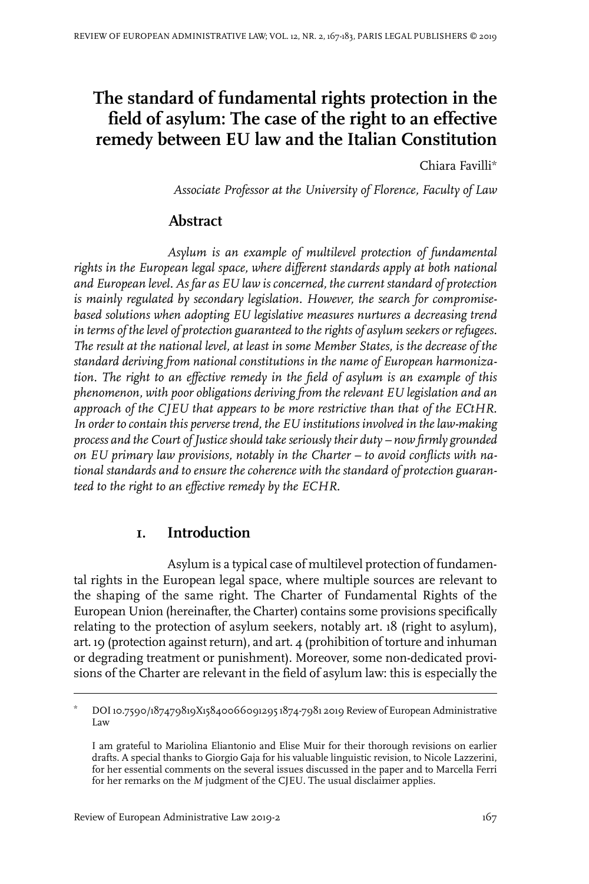# The standard of fundamental rights protection in the field of asylum: The case of the right to an effective remedy between EU law and the Italian Constitution

Chiara Favilli*

*Associate Professor at the University of Florence, Faculty of Law*

## Abstract

*Asylum is an example of multilevel protection of fundamental rights in the European legal space, where different standards apply at both national and European level. As far as EU law is concerned, the current standard of protection is mainly regulated by secondary legislation. However, the search for compromise-based solutions when adopting EU legislative measures nurtures a decreasing trend in terms of the level of protection guaranteed to the rights of asylum seekers or refugees. The result at the national level, at least in some Member States, is the decrease of the standard deriving from national constitutions in the name of European harmonization. The right to an effective remedy in the field of asylum is an example of this phenomenon, with poor obligations deriving from the relevant EU legislation and an approach of the CJEU that appears to be more restrictive than that of the ECtHR. In order to contain this perverse trend, the EU institutions involved in the law-making process and the Court of Justice should take seriously their duty – now firmly grounded on EU primary law provisions, notably in the Charter – to avoid conflicts with national standards and to ensure the coherence with the standard of protection guaranteed to the right to an effective remedy by the ECHR.*

## 1. Introduction

Asylum is a typical case of multilevel protection of fundamental rights in the European legal space, where multiple sources are relevant to the shaping of the same right. The Charter of Fundamental Rights of the European Union (hereinafter, the Charter) contains some provisions specifically relating to the protection of asylum seekers, notably art. 18 (right to asylum), art. 19 (protection against return), and art. 4 (prohibition of torture and inhuman or degrading treatment or punishment). Moreover, some non-dedicated provisions of the Charter are relevant in the field of asylum law: this is especially the

---

\* DOI 10.7590/187479819X15840066091295 1874-7981 2019 Review of European Administrative Law

I am grateful to Mariolina Eliantonio and Elise Muir for their thorough revisions on earlier drafts. A special thanks to Giorgio Gaja for his valuable linguistic revision, to Nicole Lazzerini, for her essential comments on the several issues discussed in the paper and to Marcella Ferri for her remarks on the *M* judgment of the CJEU. The usual disclaimer applies.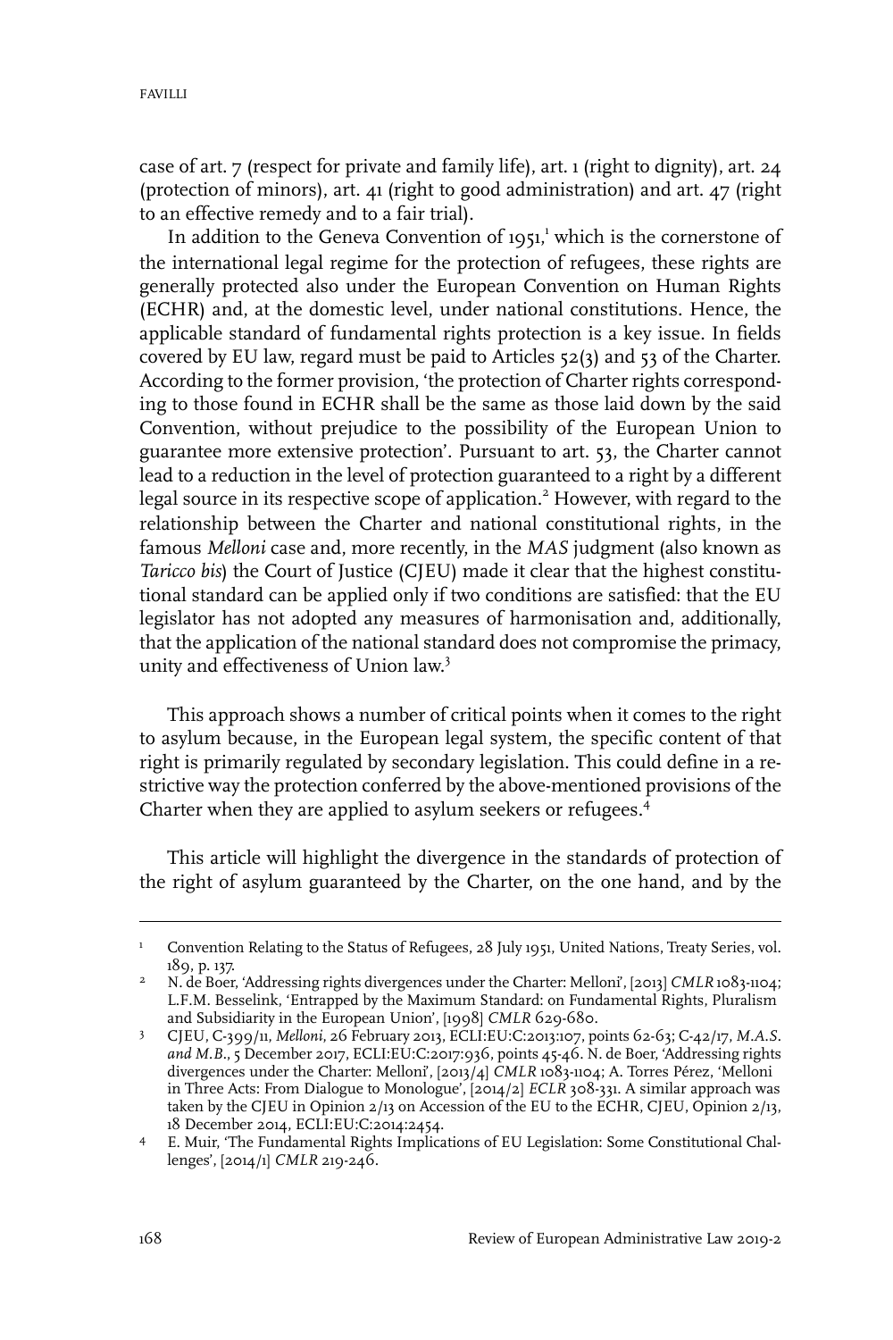case of art. 7 (respect for private and family life), art. 1 (right to dignity), art. 24 (protection of minors), art. 41 (right to good administration) and art. 47 (right to an effective remedy and to a fair trial).

In addition to the Geneva Convention of 1951,[1] which is the cornerstone of the international legal regime for the protection of refugees, these rights are generally protected also under the European Convention on Human Rights (ECHR) and, at the domestic level, under national constitutions. Hence, the applicable standard of fundamental rights protection is a key issue. In fields covered by EU law, regard must be paid to Articles 52(3) and 53 of the Charter. According to the former provision, 'the protection of Charter rights corresponding to those found in ECHR shall be the same as those laid down by the said Convention, without prejudice to the possibility of the European Union to guarantee more extensive protection'. Pursuant to art. 53, the Charter cannot lead to a reduction in the level of protection guaranteed to a right by a different legal source in its respective scope of application.[2] However, with regard to the relationship between the Charter and national constitutional rights, in the famous *Melloni* case and, more recently, in the *MAS* judgment (also known as *Taricco bis*) the Court of Justice (CJEU) made it clear that the highest constitutional standard can be applied only if two conditions are satisfied: that the EU legislator has not adopted any measures of harmonisation and, additionally, that the application of the national standard does not compromise the primacy, unity and effectiveness of Union law.[3]

This approach shows a number of critical points when it comes to the right to asylum because, in the European legal system, the specific content of that right is primarily regulated by secondary legislation. This could define in a restrictive way the protection conferred by the above-mentioned provisions of the Charter when they are applied to asylum seekers or refugees.[4]

This article will highlight the divergence in the standards of protection of the right of asylum guaranteed by the Charter, on the one hand, and by the

---

[1] Convention Relating to the Status of Refugees, 28 July 1951, United Nations, Treaty Series, vol. 189, p. 137.

[2] N. de Boer, 'Addressing rights divergences under the Charter: Melloni', [2013] *CMLR* 1083-1104; L.F.M. Besselink, 'Entrapped by the Maximum Standard: on Fundamental Rights, Pluralism and Subsidiarity in the European Union', [1998] *CMLR* 629-680.

[3] CJEU, C-399/11, *Melloni*, 26 February 2013, ECLI:EU:C:2013:107, points 62-63; C-42/17, *M.A.S. and M.B.*, 5 December 2017, ECLI:EU:C:2017:936, points 45-46. N. de Boer, 'Addressing rights divergences under the Charter: Melloni', [2013/4] *CMLR* 1083-1104; A. Torres Pérez, 'Melloni in Three Acts: From Dialogue to Monologue', [2014/2] *ECLR* 308-331. A similar approach was taken by the CJEU in Opinion 2/13 on Accession of the EU to the ECHR, CJEU, Opinion 2/13, 18 December 2014, ECLI:EU:C:2014:2454.

[4] E. Muir, 'The Fundamental Rights Implications of EU Legislation: Some Constitutional Challenges', [2014/1] *CMLR* 219-246.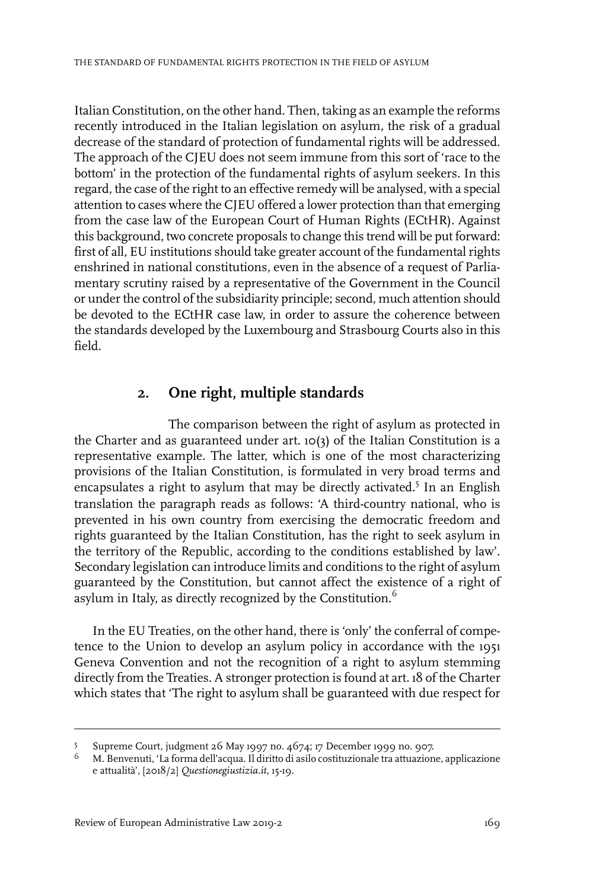Italian Constitution, on the other hand. Then, taking as an example the reforms recently introduced in the Italian legislation on asylum, the risk of a gradual decrease of the standard of protection of fundamental rights will be addressed. The approach of the CJEU does not seem immune from this sort of 'race to the bottom' in the protection of the fundamental rights of asylum seekers. In this regard, the case of the right to an effective remedy will be analysed, with a special attention to cases where the CJEU offered a lower protection than that emerging from the case law of the European Court of Human Rights (ECtHR). Against this background, two concrete proposals to change this trend will be put forward: first of all, EU institutions should take greater account of the fundamental rights enshrined in national constitutions, even in the absence of a request of Parliamentary scrutiny raised by a representative of the Government in the Council or under the control of the subsidiarity principle; second, much attention should be devoted to the ECtHR case law, in order to assure the coherence between the standards developed by the Luxembourg and Strasbourg Courts also in this field.

## 2. One right, multiple standards

The comparison between the right of asylum as protected in the Charter and as guaranteed under art. 10(3) of the Italian Constitution is a representative example. The latter, which is one of the most characterizing provisions of the Italian Constitution, is formulated in very broad terms and encapsulates a right to asylum that may be directly activated.[5] In an English translation the paragraph reads as follows: 'A third-country national, who is prevented in his own country from exercising the democratic freedom and rights guaranteed by the Italian Constitution, has the right to seek asylum in the territory of the Republic, according to the conditions established by law'. Secondary legislation can introduce limits and conditions to the right of asylum guaranteed by the Constitution, but cannot affect the existence of a right of asylum in Italy, as directly recognized by the Constitution.[6]

In the EU Treaties, on the other hand, there is 'only' the conferral of competence to the Union to develop an asylum policy in accordance with the 1951 Geneva Convention and not the recognition of a right to asylum stemming directly from the Treaties. A stronger protection is found at art. 18 of the Charter which states that 'The right to asylum shall be guaranteed with due respect for

---

[5] Supreme Court, judgment 26 May 1997 no. 4674; 17 December 1999 no. 907.

[6] M. Benvenuti, 'La forma dell'acqua. Il diritto di asilo costituzionale tra attuazione, applicazione e attualità', [2018/2] *Questionegiustizia.it*, 15-19.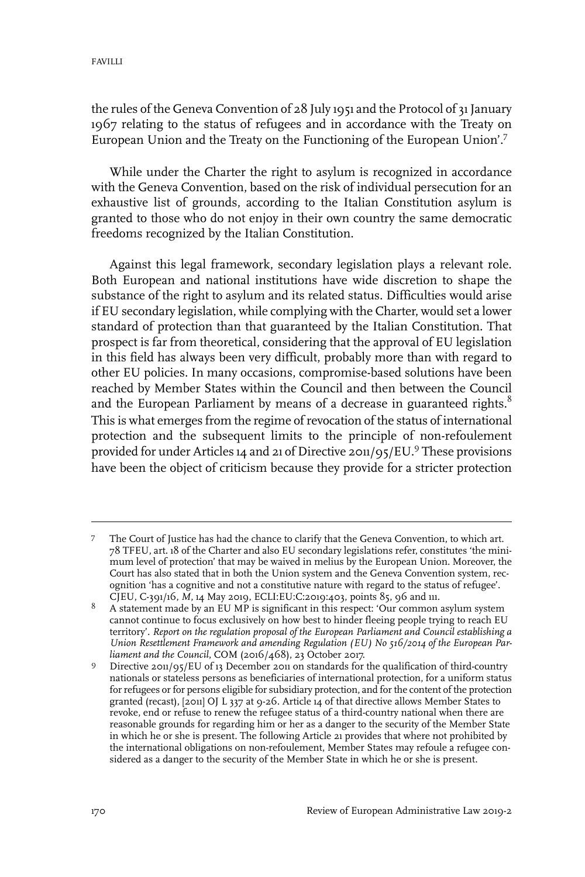the rules of the Geneva Convention of 28 July 1951 and the Protocol of 31 January 1967 relating to the status of refugees and in accordance with the Treaty on European Union and the Treaty on the Functioning of the European Union'.[7]

While under the Charter the right to asylum is recognized in accordance with the Geneva Convention, based on the risk of individual persecution for an exhaustive list of grounds, according to the Italian Constitution asylum is granted to those who do not enjoy in their own country the same democratic freedoms recognized by the Italian Constitution.

Against this legal framework, secondary legislation plays a relevant role. Both European and national institutions have wide discretion to shape the substance of the right to asylum and its related status. Difficulties would arise if EU secondary legislation, while complying with the Charter, would set a lower standard of protection than that guaranteed by the Italian Constitution. That prospect is far from theoretical, considering that the approval of EU legislation in this field has always been very difficult, probably more than with regard to other EU policies. In many occasions, compromise-based solutions have been reached by Member States within the Council and then between the Council and the European Parliament by means of a decrease in guaranteed rights.[8] This is what emerges from the regime of revocation of the status of international protection and the subsequent limits to the principle of non-refoulement provided for under Articles 14 and 21 of Directive 2011/95/EU.[9] These provisions have been the object of criticism because they provide for a stricter protection

---

7 The Court of Justice has had the chance to clarify that the Geneva Convention, to which art. 78 TFEU, art. 18 of the Charter and also EU secondary legislations refer, constitutes 'the minimum level of protection' that may be waived in melius by the European Union. Moreover, the Court has also stated that in both the Union system and the Geneva Convention system, recognition 'has a cognitive and not a constitutive nature with regard to the status of refugee'. CJEU, C-391/16, *M*, 14 May 2019, ECLI:EU:C:2019:403, points 85, 96 and 111.

8 A statement made by an EU MP is significant in this respect: 'Our common asylum system cannot continue to focus exclusively on how best to hinder fleeing people trying to reach EU territory'. *Report on the regulation proposal of the European Parliament and Council establishing a Union Resettlement Framework and amending Regulation (EU) No 516/2014 of the European Parliament and the Council*, COM (2016/468), 23 October 2017.

9 Directive 2011/95/EU of 13 December 2011 on standards for the qualification of third-country nationals or stateless persons as beneficiaries of international protection, for a uniform status for refugees or for persons eligible for subsidiary protection, and for the content of the protection granted (recast), [2011] OJ L 337 at 9-26. Article 14 of that directive allows Member States to revoke, end or refuse to renew the refugee status of a third-country national when there are reasonable grounds for regarding him or her as a danger to the security of the Member State in which he or she is present. The following Article 21 provides that where not prohibited by the international obligations on non-refoulement, Member States may refoule a refugee considered as a danger to the security of the Member State in which he or she is present.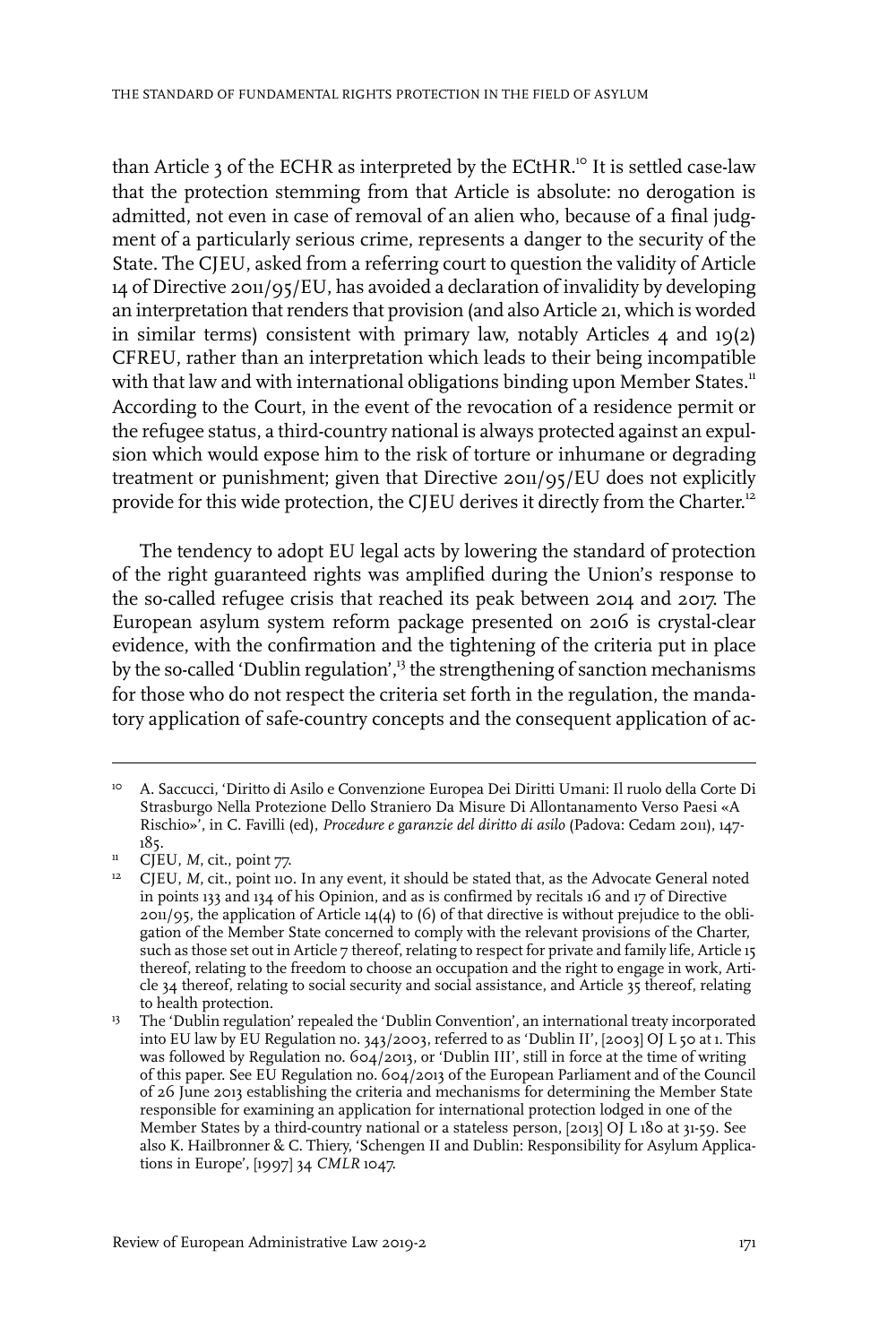than Article 3 of the ECHR as interpreted by the ECtHR.[10] It is settled case-law that the protection stemming from that Article is absolute: no derogation is admitted, not even in case of removal of an alien who, because of a final judgment of a particularly serious crime, represents a danger to the security of the State. The CJEU, asked from a referring court to question the validity of Article 14 of Directive 2011/95/EU, has avoided a declaration of invalidity by developing an interpretation that renders that provision (and also Article 21, which is worded in similar terms) consistent with primary law, notably Articles 4 and 19(2) CFREU, rather than an interpretation which leads to their being incompatible with that law and with international obligations binding upon Member States.[11] According to the Court, in the event of the revocation of a residence permit or the refugee status, a third-country national is always protected against an expulsion which would expose him to the risk of torture or inhumane or degrading treatment or punishment; given that Directive 2011/95/EU does not explicitly provide for this wide protection, the CJEU derives it directly from the Charter.[12]

The tendency to adopt EU legal acts by lowering the standard of protection of the right guaranteed rights was amplified during the Union's response to the so-called refugee crisis that reached its peak between 2014 and 2017. The European asylum system reform package presented on 2016 is crystal-clear evidence, with the confirmation and the tightening of the criteria put in place by the so-called 'Dublin regulation',[13] the strengthening of sanction mechanisms for those who do not respect the criteria set forth in the regulation, the mandatory application of safe-country concepts and the consequent application of ac-

---

[10] A. Saccucci, 'Diritto di Asilo e Convenzione Europea Dei Diritti Umani: Il ruolo della Corte Di Strasburgo Nella Protezione Dello Straniero Da Misure Di Allontanamento Verso Paesi «A Rischio»', in C. Favilli (ed), *Procedure e garanzie del diritto di asilo* (Padova: Cedam 2011), 147-185.

[11] CJEU, *M*, cit., point 77.

[12] CJEU, *M*, cit., point 110. In any event, it should be stated that, as the Advocate General noted in points 133 and 134 of his Opinion, and as is confirmed by recitals 16 and 17 of Directive 2011/95, the application of Article 14(4) to (6) of that directive is without prejudice to the obligation of the Member State concerned to comply with the relevant provisions of the Charter, such as those set out in Article 7 thereof, relating to respect for private and family life, Article 15 thereof, relating to the freedom to choose an occupation and the right to engage in work, Article 34 thereof, relating to social security and social assistance, and Article 35 thereof, relating to health protection.

[13] The 'Dublin regulation' repealed the 'Dublin Convention', an international treaty incorporated into EU law by EU Regulation no. 343/2003, referred to as 'Dublin II', [2003] OJ L 50 at 1. This was followed by Regulation no. 604/2013, or 'Dublin III', still in force at the time of writing of this paper. See EU Regulation no. 604/2013 of the European Parliament and of the Council of 26 June 2013 establishing the criteria and mechanisms for determining the Member State responsible for examining an application for international protection lodged in one of the Member States by a third-country national or a stateless person, [2013] OJ L 180 at 31-59. See also K. Hailbronner & C. Thiery, 'Schengen II and Dublin: Responsibility for Asylum Applications in Europe', [1997] 34 *CMLR* 1047.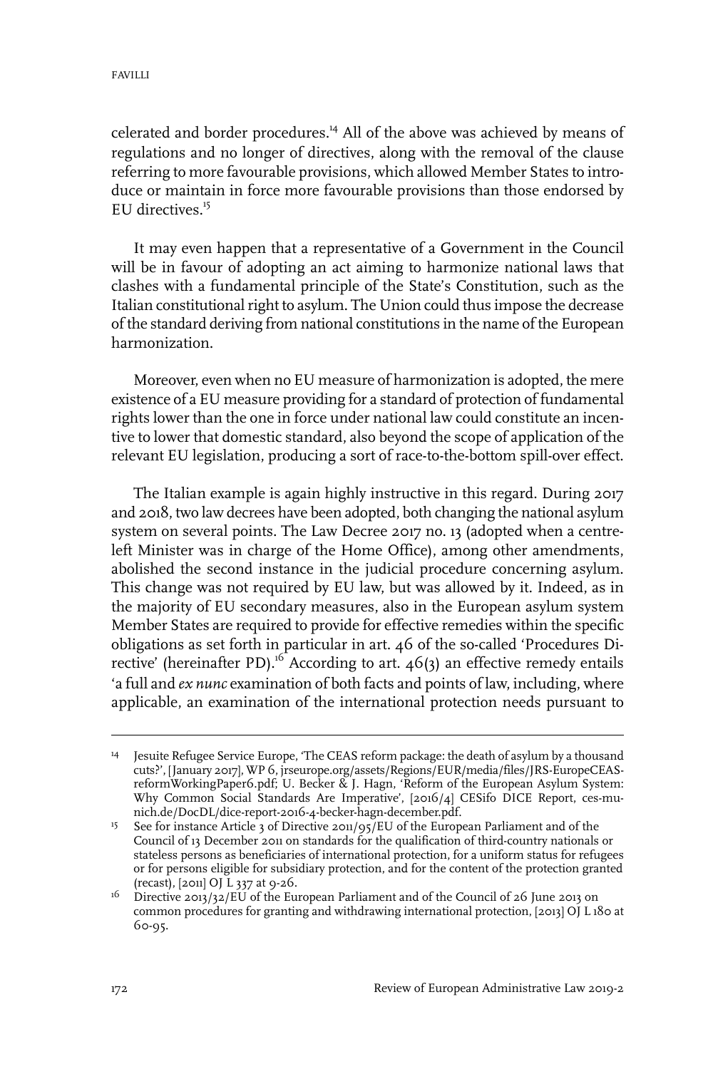celerated and border procedures.[14] All of the above was achieved by means of regulations and no longer of directives, along with the removal of the clause referring to more favourable provisions, which allowed Member States to introduce or maintain in force more favourable provisions than those endorsed by EU directives.[15]

It may even happen that a representative of a Government in the Council will be in favour of adopting an act aiming to harmonize national laws that clashes with a fundamental principle of the State's Constitution, such as the Italian constitutional right to asylum. The Union could thus impose the decrease of the standard deriving from national constitutions in the name of the European harmonization.

Moreover, even when no EU measure of harmonization is adopted, the mere existence of a EU measure providing for a standard of protection of fundamental rights lower than the one in force under national law could constitute an incentive to lower that domestic standard, also beyond the scope of application of the relevant EU legislation, producing a sort of race-to-the-bottom spill-over effect.

The Italian example is again highly instructive in this regard. During 2017 and 2018, two law decrees have been adopted, both changing the national asylum system on several points. The Law Decree 2017 no. 13 (adopted when a centre-left Minister was in charge of the Home Office), among other amendments, abolished the second instance in the judicial procedure concerning asylum. This change was not required by EU law, but was allowed by it. Indeed, as in the majority of EU secondary measures, also in the European asylum system Member States are required to provide for effective remedies within the specific obligations as set forth in particular in art. 46 of the so-called 'Procedures Directive' (hereinafter PD).[16] According to art. 46(3) an effective remedy entails 'a full and *ex nunc* examination of both facts and points of law, including, where applicable, an examination of the international protection needs pursuant to

---

[14] Jesuite Refugee Service Europe, 'The CEAS reform package: the death of asylum by a thousand cuts?', [January 2017], WP 6, jrseurope.org/assets/Regions/EUR/media/files/JRS-EuropeCEAS-reformWorkingPaper6.pdf; U. Becker & J. Hagn, 'Reform of the European Asylum System: Why Common Social Standards Are Imperative', [2016/4] CESifo DICE Report, ces-munich.de/DocDL/dice-report-2016-4-becker-hagn-december.pdf.

[15] See for instance Article 3 of Directive 2011/95/EU of the European Parliament and of the Council of 13 December 2011 on standards for the qualification of third-country nationals or stateless persons as beneficiaries of international protection, for a uniform status for refugees or for persons eligible for subsidiary protection, and for the content of the protection granted (recast), [2011] OJ L 337 at 9-26.

[16] Directive 2013/32/EU of the European Parliament and of the Council of 26 June 2013 on common procedures for granting and withdrawing international protection, [2013] OJ L 180 at 60-95.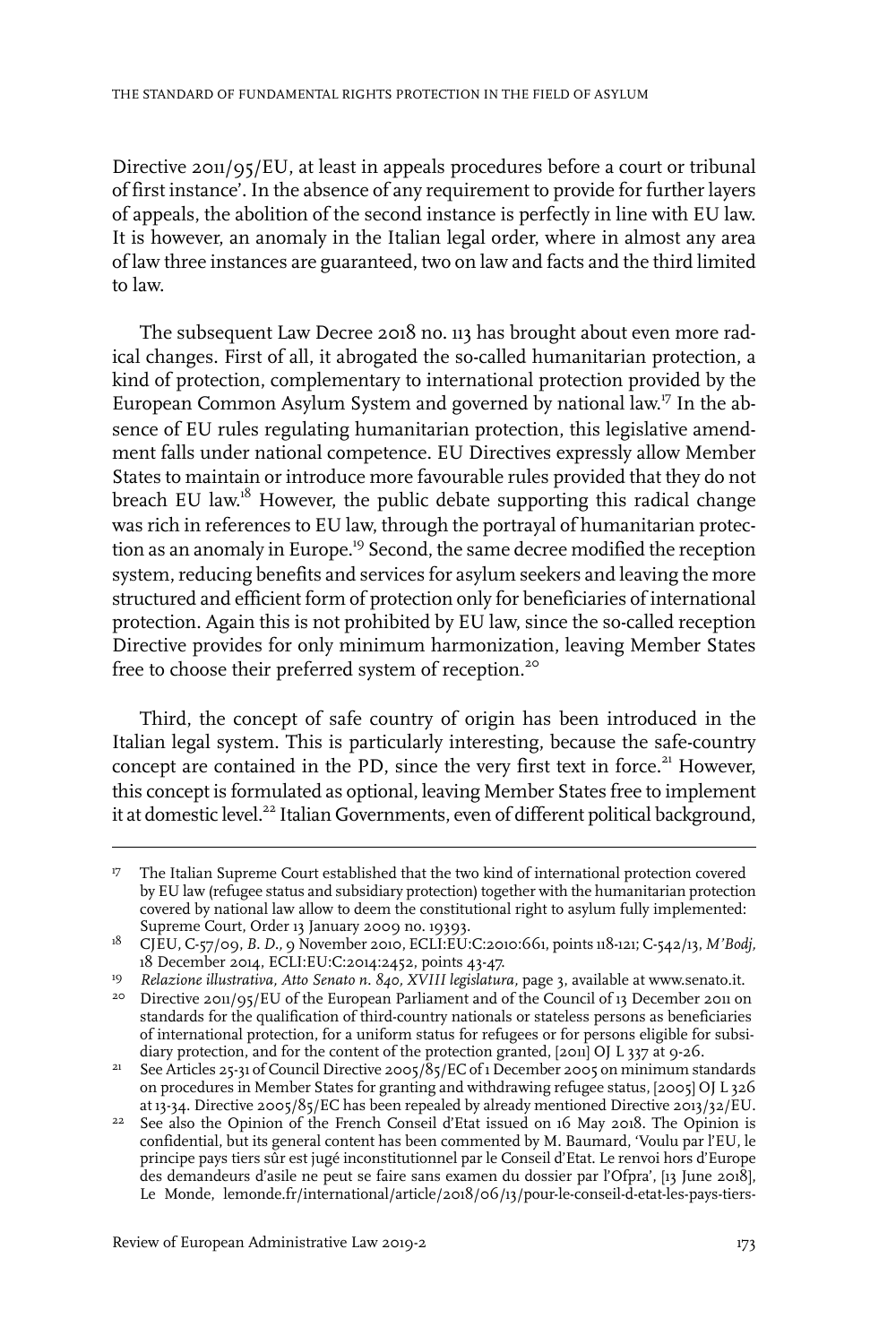Directive 2011/95/EU, at least in appeals procedures before a court or tribunal of first instance'. In the absence of any requirement to provide for further layers of appeals, the abolition of the second instance is perfectly in line with EU law. It is however, an anomaly in the Italian legal order, where in almost any area of law three instances are guaranteed, two on law and facts and the third limited to law.

The subsequent Law Decree 2018 no. 113 has brought about even more radical changes. First of all, it abrogated the so-called humanitarian protection, a kind of protection, complementary to international protection provided by the European Common Asylum System and governed by national law.[17] In the absence of EU rules regulating humanitarian protection, this legislative amendment falls under national competence. EU Directives expressly allow Member States to maintain or introduce more favourable rules provided that they do not breach EU law.[18] However, the public debate supporting this radical change was rich in references to EU law, through the portrayal of humanitarian protection as an anomaly in Europe.[19] Second, the same decree modified the reception system, reducing benefits and services for asylum seekers and leaving the more structured and efficient form of protection only for beneficiaries of international protection. Again this is not prohibited by EU law, since the so-called reception Directive provides for only minimum harmonization, leaving Member States free to choose their preferred system of reception.[20]

Third, the concept of safe country of origin has been introduced in the Italian legal system. This is particularly interesting, because the safe-country concept are contained in the PD, since the very first text in force.[21] However, this concept is formulated as optional, leaving Member States free to implement it at domestic level.[22] Italian Governments, even of different political background,

---

[17] The Italian Supreme Court established that the two kind of international protection covered by EU law (refugee status and subsidiary protection) together with the humanitarian protection covered by national law allow to deem the constitutional right to asylum fully implemented: Supreme Court, Order 13 January 2009 no. 19393.

[18] CJEU, C-57/09, *B. D.*, 9 November 2010, ECLI:EU:C:2010:661, points 118-121; C-542/13, *M'Bodj*, 18 December 2014, ECLI:EU:C:2014:2452, points 43-47.

[19] *Relazione illustrativa, Atto Senato n. 840, XVIII legislatura*, page 3, available at www.senato.it.

[20] Directive 2011/95/EU of the European Parliament and of the Council of 13 December 2011 on standards for the qualification of third-country nationals or stateless persons as beneficiaries of international protection, for a uniform status for refugees or for persons eligible for subsidiary protection, and for the content of the protection granted, [2011] OJ L 337 at 9-26.

[21] See Articles 25-31 of Council Directive 2005/85/EC of 1 December 2005 on minimum standards on procedures in Member States for granting and withdrawing refugee status, [2005] OJ L 326 at 13-34. Directive 2005/85/EC has been repealed by already mentioned Directive 2013/32/EU.

[22] See also the Opinion of the French Conseil d'Etat issued on 16 May 2018. The Opinion is confidential, but its general content has been commented by M. Baumard, 'Voulu par l'EU, le principe pays tiers sûr est jugé inconstitutionnel par le Conseil d'Etat. Le renvoi hors d'Europe des demandeurs d'asile ne peut se faire sans examen du dossier par l'Ofpra', [13 June 2018], Le Monde, lemonde.fr/international/article/2018/06/13/pour-le-conseil-d-etat-les-pays-tiers-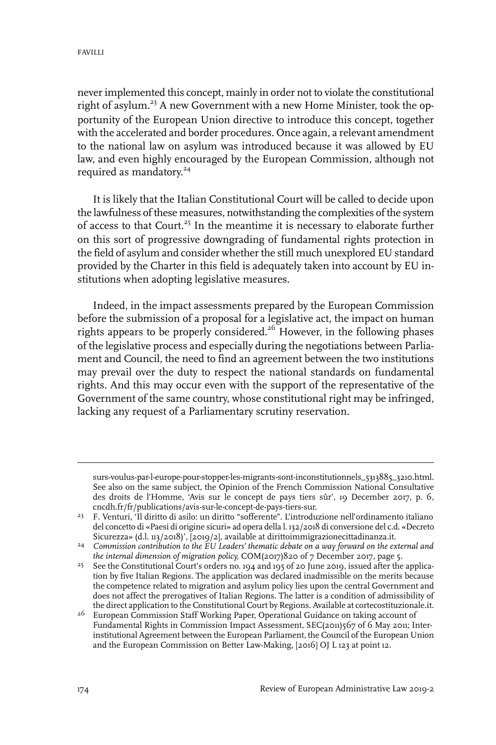never implemented this concept, mainly in order not to violate the constitutional right of asylum.[23] A new Government with a new Home Minister, took the opportunity of the European Union directive to introduce this concept, together with the accelerated and border procedures. Once again, a relevant amendment to the national law on asylum was introduced because it was allowed by EU law, and even highly encouraged by the European Commission, although not required as mandatory.[24]

It is likely that the Italian Constitutional Court will be called to decide upon the lawfulness of these measures, notwithstanding the complexities of the system of access to that Court.[25] In the meantime it is necessary to elaborate further on this sort of progressive downgrading of fundamental rights protection in the field of asylum and consider whether the still much unexplored EU standard provided by the Charter in this field is adequately taken into account by EU institutions when adopting legislative measures.

Indeed, in the impact assessments prepared by the European Commission before the submission of a proposal for a legislative act, the impact on human rights appears to be properly considered.[26] However, in the following phases of the legislative process and especially during the negotiations between Parliament and Council, the need to find an agreement between the two institutions may prevail over the duty to respect the national standards on fundamental rights. And this may occur even with the support of the representative of the Government of the same country, whose constitutional right may be infringed, lacking any request of a Parliamentary scrutiny reservation.

---

surs-voulus-par-l-europe-pour-stopper-les-migrants-sont-inconstitutionnels_5313885_3210.html. See also on the same subject, the Opinion of the French Commission National Consultative des droits de l'Homme, 'Avis sur le concept de pays tiers sûr', 19 December 2017, p. 6, cncdh.fr/fr/publications/avis-sur-le-concept-de-pays-tiers-sur.

[23] F. Venturi, 'Il diritto di asilo: un diritto "sofferente". L'introduzione nell'ordinamento italiano del concetto di «Paesi di origine sicuri» ad opera della l. 132/2018 di conversione del c.d. «Decreto Sicurezza» (d.l. 113/2018)', [2019/2], available at dirittoimmigrazionecittadinanza.it.

[24] *Commission contribution to the EU Leaders' thematic debate on a way forward on the external and the internal dimension of migration policy,* COM(2017)820 of 7 December 2017, page 5.

[25] See the Constitutional Court's orders no. 194 and 195 of 20 June 2019, issued after the application by five Italian Regions. The application was declared inadmissible on the merits because the competence related to migration and asylum policy lies upon the central Government and does not affect the prerogatives of Italian Regions. The latter is a condition of admissibility of the direct application to the Constitutional Court by Regions. Available at cortecostituzionale.it.

[26] European Commission Staff Working Paper, Operational Guidance on taking account of Fundamental Rights in Commission Impact Assessment, SEC(2011)567 of 6 May 2011; Interinstitutional Agreement between the European Parliament, the Council of the European Union and the European Commission on Better Law-Making, [2016] OJ L 123 at point 12.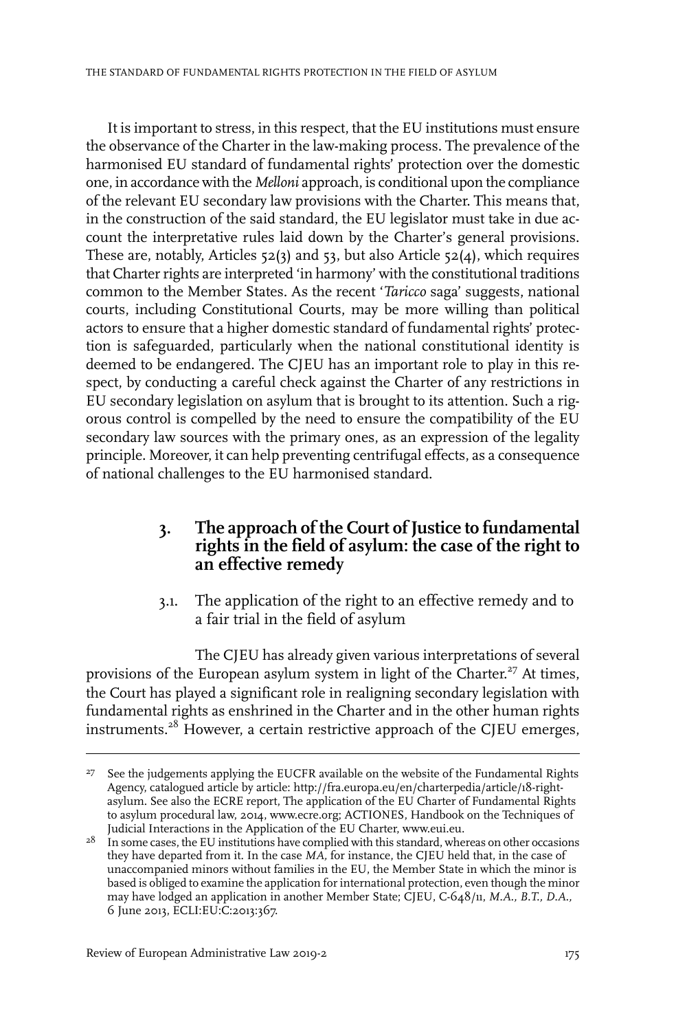It is important to stress, in this respect, that the EU institutions must ensure the observance of the Charter in the law-making process. The prevalence of the harmonised EU standard of fundamental rights' protection over the domestic one, in accordance with the *Melloni* approach, is conditional upon the compliance of the relevant EU secondary law provisions with the Charter. This means that, in the construction of the said standard, the EU legislator must take in due account the interpretative rules laid down by the Charter's general provisions. These are, notably, Articles 52(3) and 53, but also Article 52(4), which requires that Charter rights are interpreted 'in harmony' with the constitutional traditions common to the Member States. As the recent '*Taricco* saga' suggests, national courts, including Constitutional Courts, may be more willing than political actors to ensure that a higher domestic standard of fundamental rights' protection is safeguarded, particularly when the national constitutional identity is deemed to be endangered. The CJEU has an important role to play in this respect, by conducting a careful check against the Charter of any restrictions in EU secondary legislation on asylum that is brought to its attention. Such a rigorous control is compelled by the need to ensure the compatibility of the EU secondary law sources with the primary ones, as an expression of the legality principle. Moreover, it can help preventing centrifugal effects, as a consequence of national challenges to the EU harmonised standard.

## 3. The approach of the Court of Justice to fundamental rights in the field of asylum: the case of the right to an effective remedy

### 3.1. The application of the right to an effective remedy and to a fair trial in the field of asylum

The CJEU has already given various interpretations of several provisions of the European asylum system in light of the Charter.[27] At times, the Court has played a significant role in realigning secondary legislation with fundamental rights as enshrined in the Charter and in the other human rights instruments.[28] However, a certain restrictive approach of the CJEU emerges,

---

[27] See the judgements applying the EUCFR available on the website of the Fundamental Rights Agency, catalogued article by article: http://fra.europa.eu/en/charterpedia/article/18-right-asylum. See also the ECRE report, The application of the EU Charter of Fundamental Rights to asylum procedural law, 2014, www.ecre.org; ACTIONES, Handbook on the Techniques of Judicial Interactions in the Application of the EU Charter, www.eui.eu.

[28] In some cases, the EU institutions have complied with this standard, whereas on other occasions they have departed from it. In the case *MA*, for instance, the CJEU held that, in the case of unaccompanied minors without families in the EU, the Member State in which the minor is based is obliged to examine the application for international protection, even though the minor may have lodged an application in another Member State; CJEU, C-648/11, *M.A., B.T., D.A.,* 6 June 2013, ECLI:EU:C:2013:367.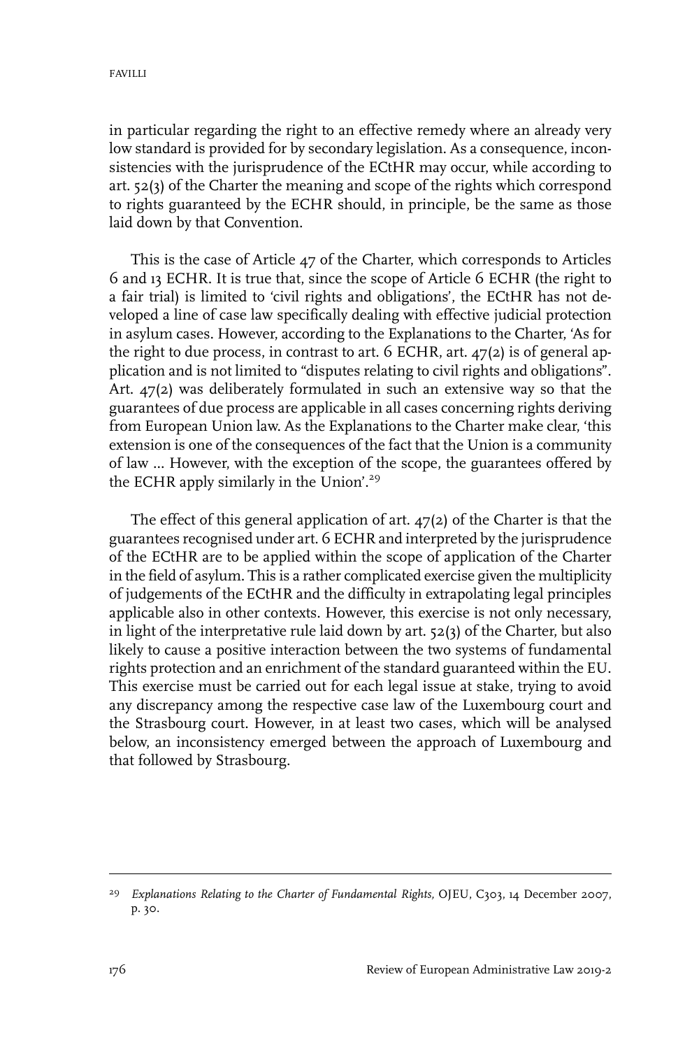in particular regarding the right to an effective remedy where an already very low standard is provided for by secondary legislation. As a consequence, inconsistencies with the jurisprudence of the ECtHR may occur, while according to art. 52(3) of the Charter the meaning and scope of the rights which correspond to rights guaranteed by the ECHR should, in principle, be the same as those laid down by that Convention.

This is the case of Article 47 of the Charter, which corresponds to Articles 6 and 13 ECHR. It is true that, since the scope of Article 6 ECHR (the right to a fair trial) is limited to 'civil rights and obligations', the ECtHR has not developed a line of case law specifically dealing with effective judicial protection in asylum cases. However, according to the Explanations to the Charter, 'As for the right to due process, in contrast to art. 6 ECHR, art. 47(2) is of general application and is not limited to "disputes relating to civil rights and obligations". Art. 47(2) was deliberately formulated in such an extensive way so that the guarantees of due process are applicable in all cases concerning rights deriving from European Union law. As the Explanations to the Charter make clear, 'this extension is one of the consequences of the fact that the Union is a community of law … However, with the exception of the scope, the guarantees offered by the ECHR apply similarly in the Union'.[29]

The effect of this general application of art. 47(2) of the Charter is that the guarantees recognised under art. 6 ECHR and interpreted by the jurisprudence of the ECtHR are to be applied within the scope of application of the Charter in the field of asylum. This is a rather complicated exercise given the multiplicity of judgements of the ECtHR and the difficulty in extrapolating legal principles applicable also in other contexts. However, this exercise is not only necessary, in light of the interpretative rule laid down by art. 52(3) of the Charter, but also likely to cause a positive interaction between the two systems of fundamental rights protection and an enrichment of the standard guaranteed within the EU. This exercise must be carried out for each legal issue at stake, trying to avoid any discrepancy among the respective case law of the Luxembourg court and the Strasbourg court. However, in at least two cases, which will be analysed below, an inconsistency emerged between the approach of Luxembourg and that followed by Strasbourg.

[29] *Explanations Relating to the Charter of Fundamental Rights,* OJEU, C303, 14 December 2007, p. 30.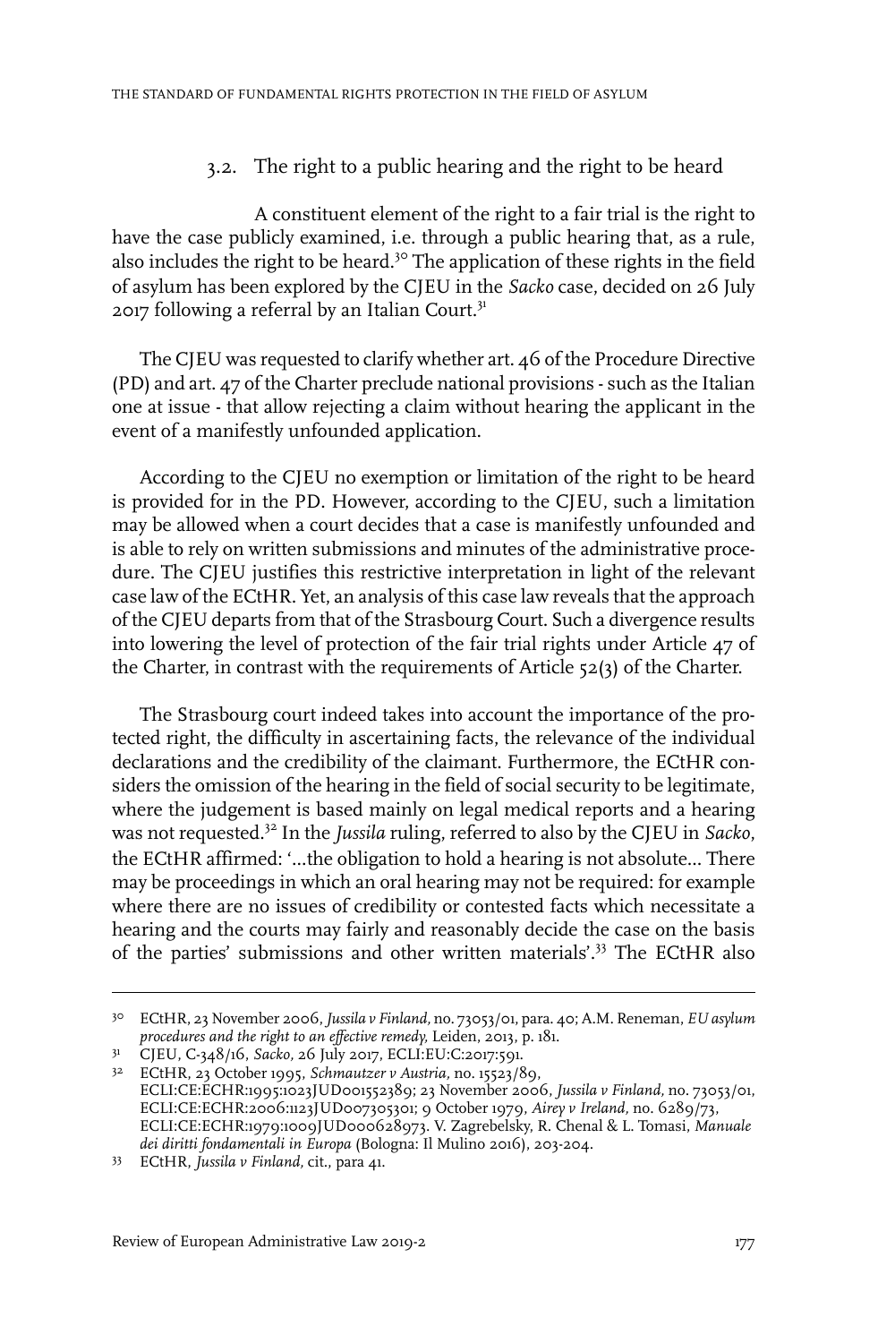### 3.2. The right to a public hearing and the right to be heard

A constituent element of the right to a fair trial is the right to have the case publicly examined, i.e. through a public hearing that, as a rule, also includes the right to be heard.[30] The application of these rights in the field of asylum has been explored by the CJEU in the *Sacko* case, decided on 26 July 2017 following a referral by an Italian Court.[31]

The CJEU was requested to clarify whether art. 46 of the Procedure Directive (PD) and art. 47 of the Charter preclude national provisions - such as the Italian one at issue - that allow rejecting a claim without hearing the applicant in the event of a manifestly unfounded application.

According to the CJEU no exemption or limitation of the right to be heard is provided for in the PD. However, according to the CJEU, such a limitation may be allowed when a court decides that a case is manifestly unfounded and is able to rely on written submissions and minutes of the administrative procedure. The CJEU justifies this restrictive interpretation in light of the relevant case law of the ECtHR. Yet, an analysis of this case law reveals that the approach of the CJEU departs from that of the Strasbourg Court. Such a divergence results into lowering the level of protection of the fair trial rights under Article 47 of the Charter, in contrast with the requirements of Article 52(3) of the Charter.

The Strasbourg court indeed takes into account the importance of the protected right, the difficulty in ascertaining facts, the relevance of the individual declarations and the credibility of the claimant. Furthermore, the ECtHR considers the omission of the hearing in the field of social security to be legitimate, where the judgement is based mainly on legal medical reports and a hearing was not requested.[32] In the *Jussila* ruling, referred to also by the CJEU in *Sacko*, the ECtHR affirmed: '...the obligation to hold a hearing is not absolute... There may be proceedings in which an oral hearing may not be required: for example where there are no issues of credibility or contested facts which necessitate a hearing and the courts may fairly and reasonably decide the case on the basis of the parties' submissions and other written materials'.[33] The ECtHR also

---

[30] ECtHR, 23 November 2006, *Jussila v Finland*, no. 73053/01, para. 40; A.M. Reneman, *EU asylum procedures and the right to an effective remedy*, Leiden, 2013, p. 181.

[31] CJEU, C-348/16, *Sacko*, 26 July 2017, ECLI:EU:C:2017:591.

[32] ECtHR, 23 October 1995, *Schmautzer v Austria*, no. 15523/89, ECLI:CE:ECHR:1995:1023JUD001552389; 23 November 2006, *Jussila v Finland*, no. 73053/01, ECLI:CE:ECHR:2006:1123JUD007305301; 9 October 1979, *Airey v Ireland*, no. 6289/73, ECLI:CE:ECHR:1979:1009JUD000628973. V. Zagrebelsky, R. Chenal & L. Tomasi, *Manuale dei diritti fondamentali in Europa* (Bologna: Il Mulino 2016), 203-204.

[33] ECtHR, *Jussila v Finland*, cit., para 41.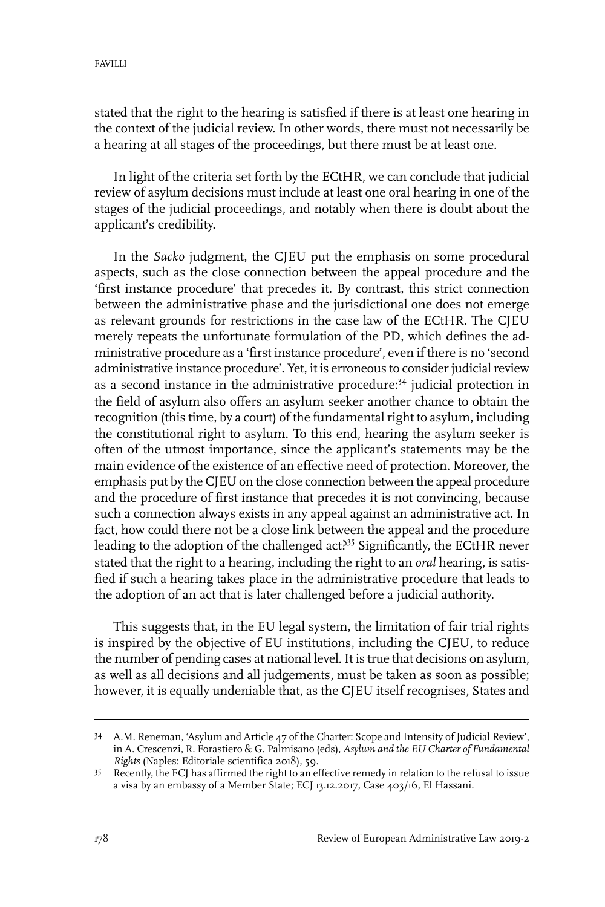stated that the right to the hearing is satisfied if there is at least one hearing in the context of the judicial review. In other words, there must not necessarily be a hearing at all stages of the proceedings, but there must be at least one.

In light of the criteria set forth by the ECtHR, we can conclude that judicial review of asylum decisions must include at least one oral hearing in one of the stages of the judicial proceedings, and notably when there is doubt about the applicant's credibility.

In the *Sacko* judgment, the CJEU put the emphasis on some procedural aspects, such as the close connection between the appeal procedure and the 'first instance procedure' that precedes it. By contrast, this strict connection between the administrative phase and the jurisdictional one does not emerge as relevant grounds for restrictions in the case law of the ECtHR. The CJEU merely repeats the unfortunate formulation of the PD, which defines the administrative procedure as a 'first instance procedure', even if there is no 'second administrative instance procedure'. Yet, it is erroneous to consider judicial review as a second instance in the administrative procedure:[34] judicial protection in the field of asylum also offers an asylum seeker another chance to obtain the recognition (this time, by a court) of the fundamental right to asylum, including the constitutional right to asylum. To this end, hearing the asylum seeker is often of the utmost importance, since the applicant's statements may be the main evidence of the existence of an effective need of protection. Moreover, the emphasis put by the CJEU on the close connection between the appeal procedure and the procedure of first instance that precedes it is not convincing, because such a connection always exists in any appeal against an administrative act. In fact, how could there not be a close link between the appeal and the procedure leading to the adoption of the challenged act?[35] Significantly, the ECtHR never stated that the right to a hearing, including the right to an *oral* hearing, is satisfied if such a hearing takes place in the administrative procedure that leads to the adoption of an act that is later challenged before a judicial authority.

This suggests that, in the EU legal system, the limitation of fair trial rights is inspired by the objective of EU institutions, including the CJEU, to reduce the number of pending cases at national level. It is true that decisions on asylum, as well as all decisions and all judgements, must be taken as soon as possible; however, it is equally undeniable that, as the CJEU itself recognises, States and

---

[34] A.M. Reneman, 'Asylum and Article 47 of the Charter: Scope and Intensity of Judicial Review', in A. Crescenzi, R. Forastiero & G. Palmisano (eds), *Asylum and the EU Charter of Fundamental Rights* (Naples: Editoriale scientifica 2018), 59.

[35] Recently, the ECJ has affirmed the right to an effective remedy in relation to the refusal to issue a visa by an embassy of a Member State; ECJ 13.12.2017, Case 403/16, El Hassani.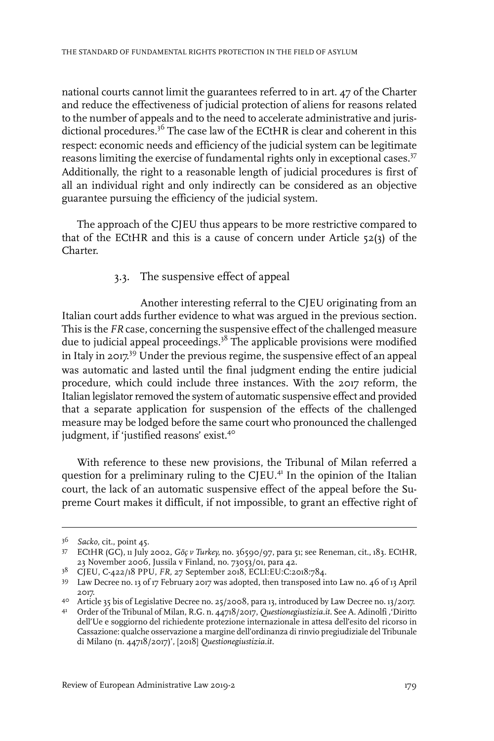national courts cannot limit the guarantees referred to in art. 47 of the Charter and reduce the effectiveness of judicial protection of aliens for reasons related to the number of appeals and to the need to accelerate administrative and jurisdictional procedures.[36] The case law of the ECtHR is clear and coherent in this respect: economic needs and efficiency of the judicial system can be legitimate reasons limiting the exercise of fundamental rights only in exceptional cases.[37] Additionally, the right to a reasonable length of judicial procedures is first of all an individual right and only indirectly can be considered as an objective guarantee pursuing the efficiency of the judicial system.

The approach of the CJEU thus appears to be more restrictive compared to that of the ECtHR and this is a cause of concern under Article 52(3) of the Charter.

### 3.3. The suspensive effect of appeal

Another interesting referral to the CJEU originating from an Italian court adds further evidence to what was argued in the previous section. This is the *FR* case, concerning the suspensive effect of the challenged measure due to judicial appeal proceedings.[38] The applicable provisions were modified in Italy in 2017.[39] Under the previous regime, the suspensive effect of an appeal was automatic and lasted until the final judgment ending the entire judicial procedure, which could include three instances. With the 2017 reform, the Italian legislator removed the system of automatic suspensive effect and provided that a separate application for suspension of the effects of the challenged measure may be lodged before the same court who pronounced the challenged judgment, if 'justified reasons' exist.[40]

With reference to these new provisions, the Tribunal of Milan referred a question for a preliminary ruling to the CJEU.[41] In the opinion of the Italian court, the lack of an automatic suspensive effect of the appeal before the Supreme Court makes it difficult, if not impossible, to grant an effective right of

---

[36] *Sacko*, cit., point 45.

[37] ECtHR (GC), 11 July 2002, *Göç v Turkey*, no. 36590/97, para 51; see Reneman, cit., 183. ECtHR, 23 November 2006, Jussila v Finland, no. 73053/01, para 42.

[38] CJEU, C-422/18 PPU, *FR*, 27 September 2018, ECLI:EU:C:2018:784.

[39] Law Decree no. 13 of 17 February 2017 was adopted, then transposed into Law no. 46 of 13 April 2017.

[40] Article 35 bis of Legislative Decree no. 25/2008, para 13, introduced by Law Decree no. 13/2017.

[41] Order of the Tribunal of Milan, R.G. n. 44718/2017, *Questionegiustizia.it*. See A. Adinolfi ,'Diritto dell'Ue e soggiorno del richiedente protezione internazionale in attesa dell'esito del ricorso in Cassazione: qualche osservazione a margine dell'ordinanza di rinvio pregiudiziale del Tribunale di Milano (n. 44718/2017)', [2018] *Questionegiustizia.it*.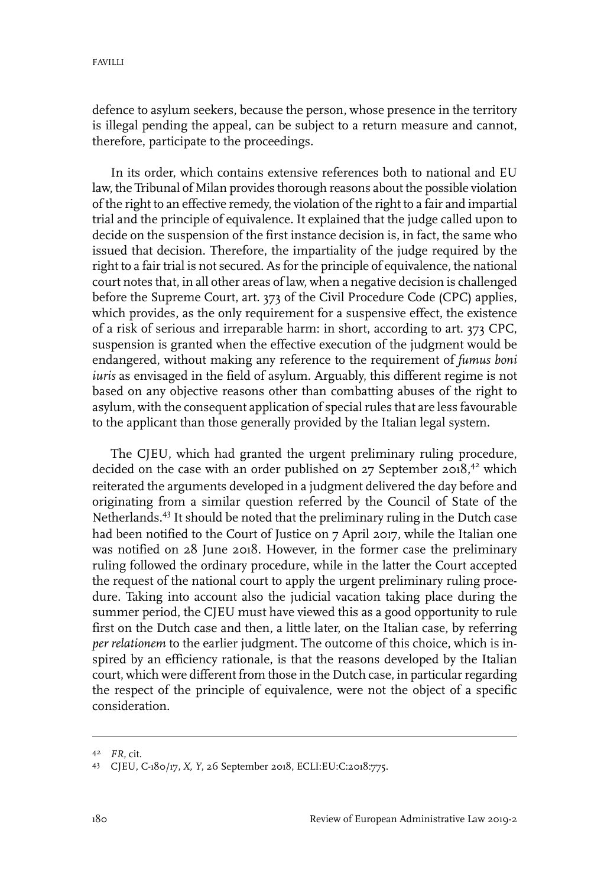defence to asylum seekers, because the person, whose presence in the territory is illegal pending the appeal, can be subject to a return measure and cannot, therefore, participate to the proceedings.

In its order, which contains extensive references both to national and EU law, the Tribunal of Milan provides thorough reasons about the possible violation of the right to an effective remedy, the violation of the right to a fair and impartial trial and the principle of equivalence. It explained that the judge called upon to decide on the suspension of the first instance decision is, in fact, the same who issued that decision. Therefore, the impartiality of the judge required by the right to a fair trial is not secured. As for the principle of equivalence, the national court notes that, in all other areas of law, when a negative decision is challenged before the Supreme Court, art. 373 of the Civil Procedure Code (CPC) applies, which provides, as the only requirement for a suspensive effect, the existence of a risk of serious and irreparable harm: in short, according to art. 373 CPC, suspension is granted when the effective execution of the judgment would be endangered, without making any reference to the requirement of *fumus boni iuris* as envisaged in the field of asylum. Arguably, this different regime is not based on any objective reasons other than combatting abuses of the right to asylum, with the consequent application of special rules that are less favourable to the applicant than those generally provided by the Italian legal system.

The CJEU, which had granted the urgent preliminary ruling procedure, decided on the case with an order published on 27 September 2018,[42] which reiterated the arguments developed in a judgment delivered the day before and originating from a similar question referred by the Council of State of the Netherlands.[43] It should be noted that the preliminary ruling in the Dutch case had been notified to the Court of Justice on 7 April 2017, while the Italian one was notified on 28 June 2018. However, in the former case the preliminary ruling followed the ordinary procedure, while in the latter the Court accepted the request of the national court to apply the urgent preliminary ruling procedure. Taking into account also the judicial vacation taking place during the summer period, the CJEU must have viewed this as a good opportunity to rule first on the Dutch case and then, a little later, on the Italian case, by referring *per relationem* to the earlier judgment. The outcome of this choice, which is inspired by an efficiency rationale, is that the reasons developed by the Italian court, which were different from those in the Dutch case, in particular regarding the respect of the principle of equivalence, were not the object of a specific consideration.

---

[42] *FR*, cit.

[43] CJEU, C-180/17, *X, Y*, 26 September 2018, ECLI:EU:C:2018:775.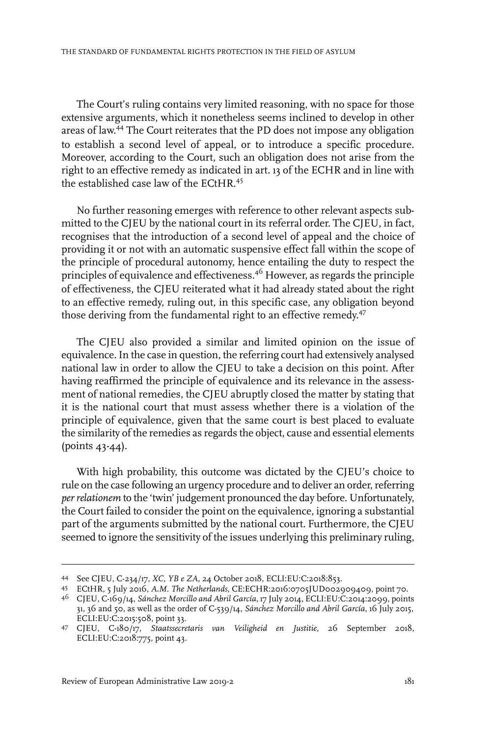The Court's ruling contains very limited reasoning, with no space for those extensive arguments, which it nonetheless seems inclined to develop in other areas of law.[44] The Court reiterates that the PD does not impose any obligation to establish a second level of appeal, or to introduce a specific procedure. Moreover, according to the Court, such an obligation does not arise from the right to an effective remedy as indicated in art. 13 of the ECHR and in line with the established case law of the ECtHR.[45]

No further reasoning emerges with reference to other relevant aspects submitted to the CJEU by the national court in its referral order. The CJEU, in fact, recognises that the introduction of a second level of appeal and the choice of providing it or not with an automatic suspensive effect fall within the scope of the principle of procedural autonomy, hence entailing the duty to respect the principles of equivalence and effectiveness.[46] However, as regards the principle of effectiveness, the CJEU reiterated what it had already stated about the right to an effective remedy, ruling out, in this specific case, any obligation beyond those deriving from the fundamental right to an effective remedy.[47]

The CJEU also provided a similar and limited opinion on the issue of equivalence. In the case in question, the referring court had extensively analysed national law in order to allow the CJEU to take a decision on this point. After having reaffirmed the principle of equivalence and its relevance in the assessment of national remedies, the CJEU abruptly closed the matter by stating that it is the national court that must assess whether there is a violation of the principle of equivalence, given that the same court is best placed to evaluate the similarity of the remedies as regards the object, cause and essential elements (points 43-44).

With high probability, this outcome was dictated by the CJEU's choice to rule on the case following an urgency procedure and to deliver an order, referring *per relationem* to the 'twin' judgement pronounced the day before. Unfortunately, the Court failed to consider the point on the equivalence, ignoring a substantial part of the arguments submitted by the national court. Furthermore, the CJEU seemed to ignore the sensitivity of the issues underlying this preliminary ruling,

44 See CJEU, C-234/17, *XC, YB e ZA*, 24 October 2018, ECLI:EU:C:2018:853.

45 ECtHR, 5 July 2016, *A.M. The Netherlands*, CE:ECHR:2016:0705JUD002909409, point 70.

46 CJEU, C-169/14, *Sánchez Morcillo and Abril García*, 17 July 2014, ECLI:EU:C:2014:2099, points 31, 36 and 50, as well as the order of C-539/14, *Sánchez Morcillo and Abril García*, 16 July 2015, ECLI:EU:C:2015:508, point 33.

47 CJEU, C-180/17, *Staatssecretaris van Veiligheid en Justitie*, 26 September 2018, ECLI:EU:C:2018:775, point 43.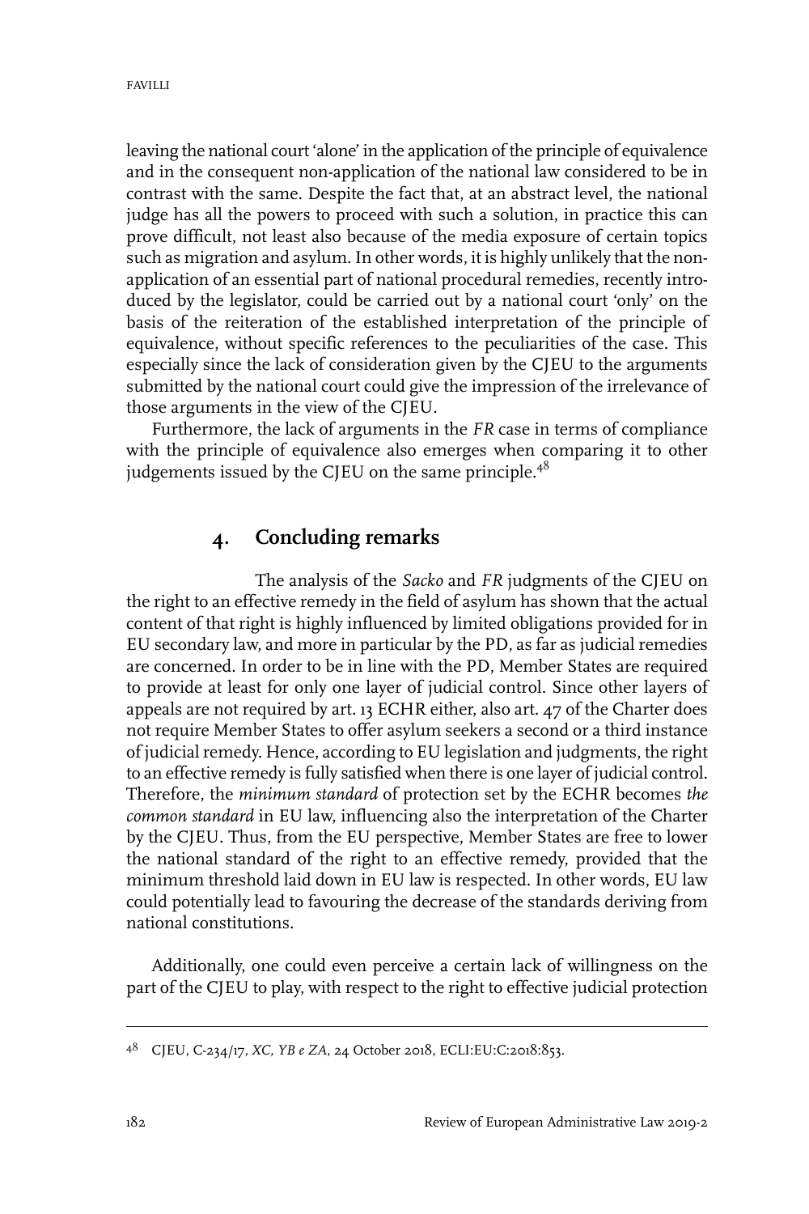leaving the national court 'alone' in the application of the principle of equivalence and in the consequent non-application of the national law considered to be in contrast with the same. Despite the fact that, at an abstract level, the national judge has all the powers to proceed with such a solution, in practice this can prove difficult, not least also because of the media exposure of certain topics such as migration and asylum. In other words, it is highly unlikely that the non-application of an essential part of national procedural remedies, recently introduced by the legislator, could be carried out by a national court 'only' on the basis of the reiteration of the established interpretation of the principle of equivalence, without specific references to the peculiarities of the case. This especially since the lack of consideration given by the CJEU to the arguments submitted by the national court could give the impression of the irrelevance of those arguments in the view of the CJEU.

Furthermore, the lack of arguments in the *FR* case in terms of compliance with the principle of equivalence also emerges when comparing it to other judgements issued by the CJEU on the same principle.[48]

## 4. Concluding remarks

The analysis of the *Sacko* and *FR* judgments of the CJEU on the right to an effective remedy in the field of asylum has shown that the actual content of that right is highly influenced by limited obligations provided for in EU secondary law, and more in particular by the PD, as far as judicial remedies are concerned. In order to be in line with the PD, Member States are required to provide at least for only one layer of judicial control. Since other layers of appeals are not required by art. 13 ECHR either, also art. 47 of the Charter does not require Member States to offer asylum seekers a second or a third instance of judicial remedy. Hence, according to EU legislation and judgments, the right to an effective remedy is fully satisfied when there is one layer of judicial control. Therefore, the *minimum standard* of protection set by the ECHR becomes *the common standard* in EU law, influencing also the interpretation of the Charter by the CJEU. Thus, from the EU perspective, Member States are free to lower the national standard of the right to an effective remedy, provided that the minimum threshold laid down in EU law is respected. In other words, EU law could potentially lead to favouring the decrease of the standards deriving from national constitutions.

Additionally, one could even perceive a certain lack of willingness on the part of the CJEU to play, with respect to the right to effective judicial protection

[48] CJEU, C-234/17, *XC, YB e ZA*, 24 October 2018, ECLI:EU:C:2018:853.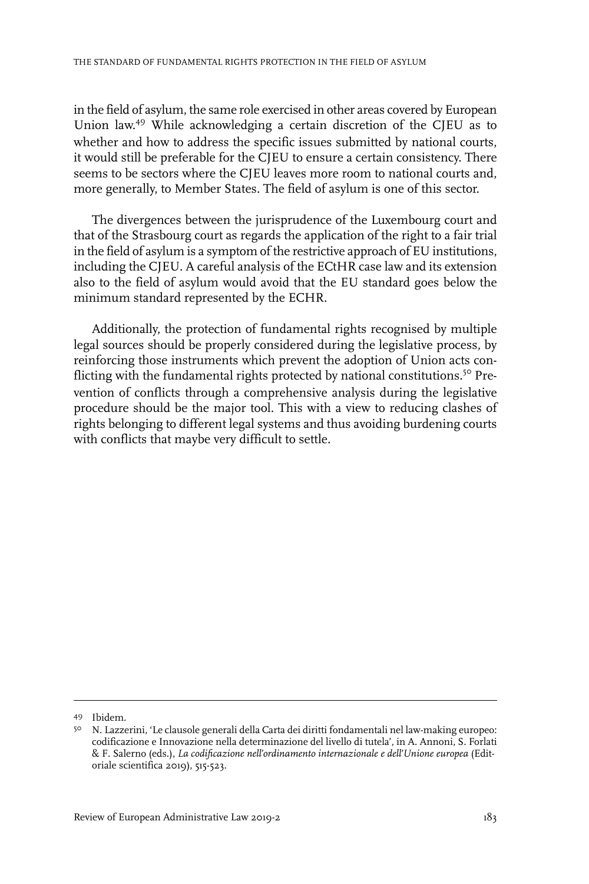in the field of asylum, the same role exercised in other areas covered by European Union law.[49] While acknowledging a certain discretion of the CJEU as to whether and how to address the specific issues submitted by national courts, it would still be preferable for the CJEU to ensure a certain consistency. There seems to be sectors where the CJEU leaves more room to national courts and, more generally, to Member States. The field of asylum is one of this sector.

The divergences between the jurisprudence of the Luxembourg court and that of the Strasbourg court as regards the application of the right to a fair trial in the field of asylum is a symptom of the restrictive approach of EU institutions, including the CJEU. A careful analysis of the ECtHR case law and its extension also to the field of asylum would avoid that the EU standard goes below the minimum standard represented by the ECHR.

Additionally, the protection of fundamental rights recognised by multiple legal sources should be properly considered during the legislative process, by reinforcing those instruments which prevent the adoption of Union acts conflicting with the fundamental rights protected by national constitutions.[50] Prevention of conflicts through a comprehensive analysis during the legislative procedure should be the major tool. This with a view to reducing clashes of rights belonging to different legal systems and thus avoiding burdening courts with conflicts that maybe very difficult to settle.

---

49 Ibidem.

50 N. Lazzerini, 'Le clausole generali della Carta dei diritti fondamentali nel law-making europeo: codificazione e Innovazione nella determinazione del livello di tutela', in A. Annoni, S. Forlati & F. Salerno (eds.), *La codificazione nell'ordinamento internazionale e dell'Unione europea* (Editoriale scientifica 2019), 515-523.